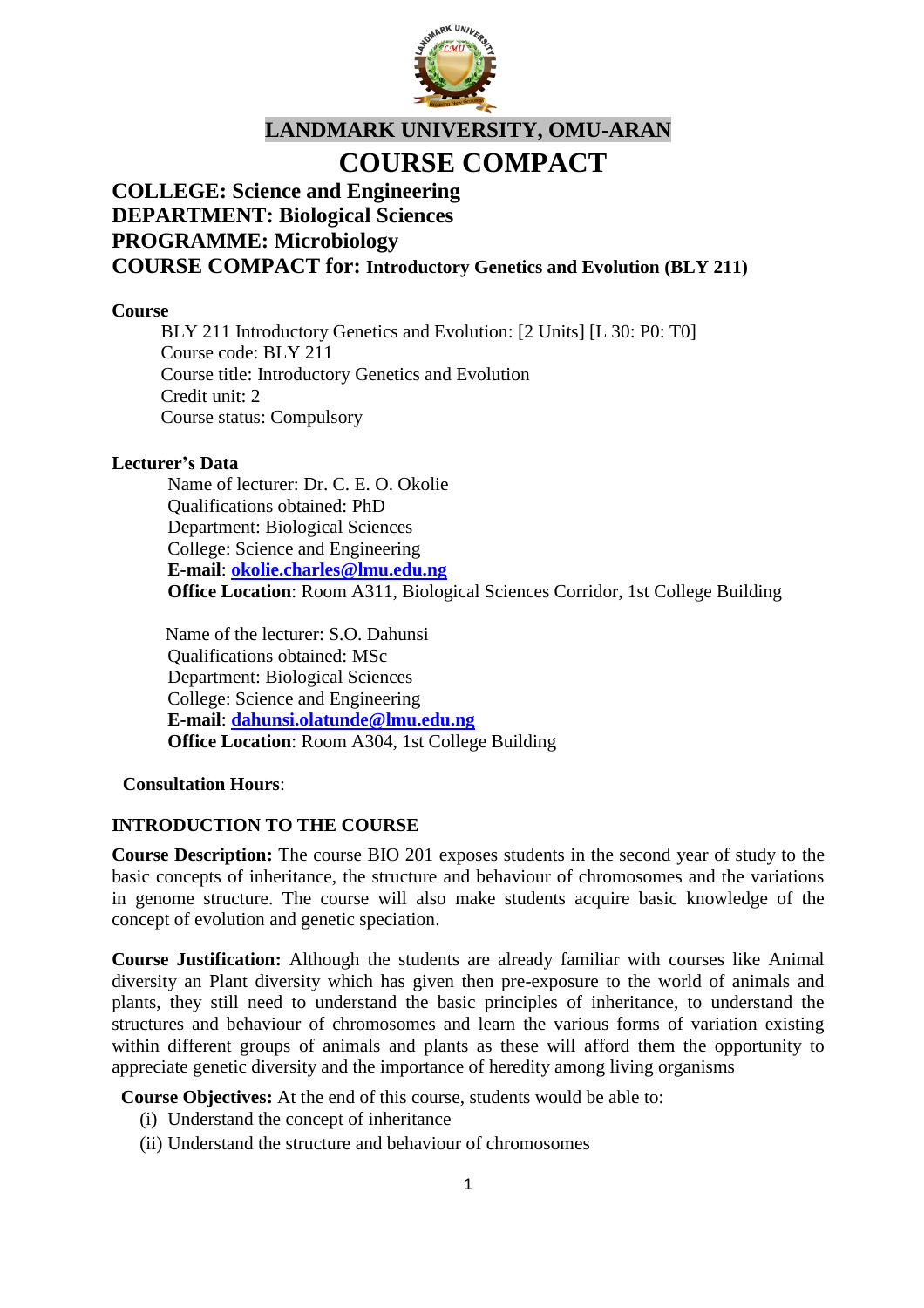# LANDMARK UNIVERSITY, OMU-ARAN

# COURSE COMPACT

## COLLEGE: Science and Engineering
## DEPARTMENT: Biological Sciences
## PROGRAMME: Microbiology
## COURSE COMPACT for: Introductory Genetics and Evolution (BLY 211)

**Course**

BLY 211 Introductory Genetics and Evolution: [2 Units] [L 30: P0: T0]
Course code: BLY 211
Course title: Introductory Genetics and Evolution
Credit unit: 2
Course status: Compulsory

**Lecturer's Data**

Name of lecturer: Dr. C. E. O. Okolie
Qualifications obtained: PhD
Department: Biological Sciences
College: Science and Engineering
**E-mail**: **okolie.charles@lmu.edu.ng**
**Office Location**: Room A311, Biological Sciences Corridor, 1st College Building

Name of the lecturer: S.O. Dahunsi
Qualifications obtained: MSc
Department: Biological Sciences
College: Science and Engineering
**E-mail**: **dahunsi.olatunde@lmu.edu.ng**
**Office Location**: Room A304, 1st College Building

**Consultation Hours**:

**INTRODUCTION TO THE COURSE**

**Course Description:** The course BIO 201 exposes students in the second year of study to the basic concepts of inheritance, the structure and behaviour of chromosomes and the variations in genome structure. The course will also make students acquire basic knowledge of the concept of evolution and genetic speciation.

**Course Justification:** Although the students are already familiar with courses like Animal diversity an Plant diversity which has given then pre-exposure to the world of animals and plants, they still need to understand the basic principles of inheritance, to understand the structures and behaviour of chromosomes and learn the various forms of variation existing within different groups of animals and plants as these will afford them the opportunity to appreciate genetic diversity and the importance of heredity among living organisms

**Course Objectives:** At the end of this course, students would be able to:

(i) Understand the concept of inheritance
(ii) Understand the structure and behaviour of chromosomes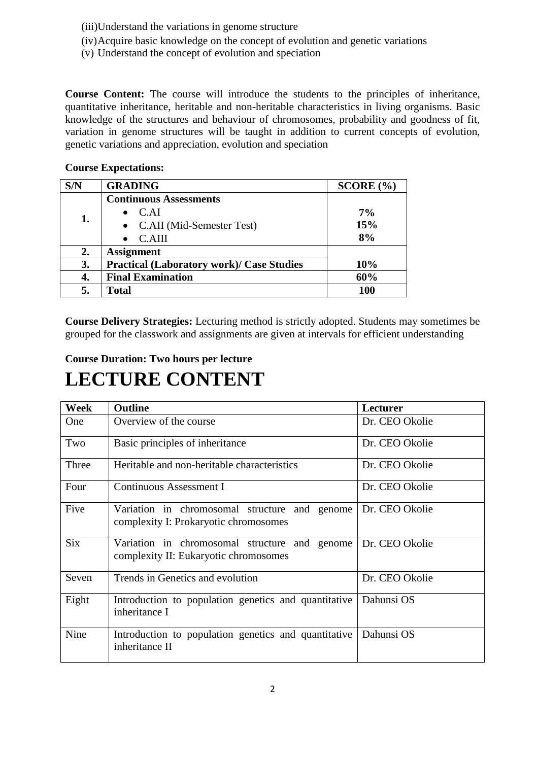(iii) Understand the variations in genome structure

(iv) Acquire basic knowledge on the concept of evolution and genetic variations

(v) Understand the concept of evolution and speciation

**Course Content:** The course will introduce the students to the principles of inheritance, quantitative inheritance, heritable and non-heritable characteristics in living organisms. Basic knowledge of the structures and behaviour of chromosomes, probability and goodness of fit, variation in genome structures will be taught in addition to current concepts of evolution, genetic variations and appreciation, evolution and speciation

**Course Expectations:**

| S/N | GRADING | SCORE (%) |
|---|---|---|
| **1.** | **Continuous Assessments**<br>• C.AI<br>• C.AII (Mid-Semester Test)<br>• C.AIII | <br>**7%**<br>**15%**<br>**8%** |
| **2.** | **Assignment** | |
| **3.** | **Practical (Laboratory work)/ Case Studies** | **10%** |
| **4.** | **Final Examination** | **60%** |
| **5.** | **Total** | **100** |

**Course Delivery Strategies:** Lecturing method is strictly adopted. Students may sometimes be grouped for the classwork and assignments are given at intervals for efficient understanding

**Course Duration: Two hours per lecture**

# LECTURE CONTENT

| Week | Outline | Lecturer |
|---|---|---|
| One | Overview of the course | Dr. CEO Okolie |
| Two | Basic principles of inheritance | Dr. CEO Okolie |
| Three | Heritable and non-heritable characteristics | Dr. CEO Okolie |
| Four | Continuous Assessment I | Dr. CEO Okolie |
| Five | Variation in chromosomal structure and genome complexity I: Prokaryotic chromosomes | Dr. CEO Okolie |
| Six | Variation in chromosomal structure and genome complexity II: Eukaryotic chromosomes | Dr. CEO Okolie |
| Seven | Trends in Genetics and evolution | Dr. CEO Okolie |
| Eight | Introduction to population genetics and quantitative inheritance I | Dahunsi OS |
| Nine | Introduction to population genetics and quantitative inheritance II | Dahunsi OS |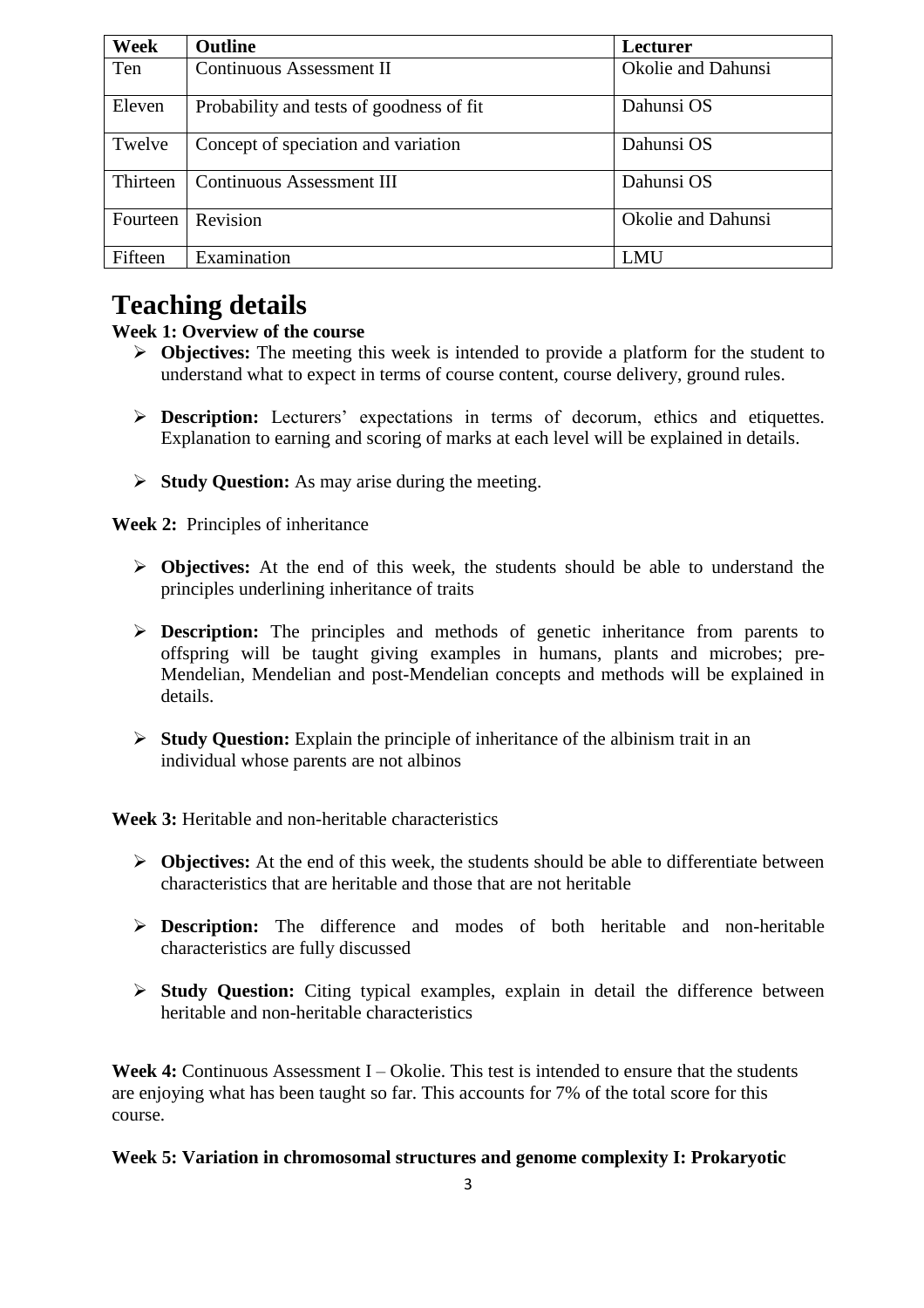| Week | Outline | Lecturer |
| --- | --- | --- |
| Ten | Continuous Assessment II | Okolie and Dahunsi |
| Eleven | Probability and tests of goodness of fit | Dahunsi OS |
| Twelve | Concept of speciation and variation | Dahunsi OS |
| Thirteen | Continuous Assessment III | Dahunsi OS |
| Fourteen | Revision | Okolie and Dahunsi |
| Fifteen | Examination | LMU |

# Teaching details

**Week 1: Overview of the course**

- **Objectives:** The meeting this week is intended to provide a platform for the student to understand what to expect in terms of course content, course delivery, ground rules.
- **Description:** Lecturers' expectations in terms of decorum, ethics and etiquettes. Explanation to earning and scoring of marks at each level will be explained in details.
- **Study Question:** As may arise during the meeting.

**Week 2:** Principles of inheritance

- **Objectives:** At the end of this week, the students should be able to understand the principles underlining inheritance of traits
- **Description:** The principles and methods of genetic inheritance from parents to offspring will be taught giving examples in humans, plants and microbes; pre-Mendelian, Mendelian and post-Mendelian concepts and methods will be explained in details.
- **Study Question:** Explain the principle of inheritance of the albinism trait in an individual whose parents are not albinos

**Week 3:** Heritable and non-heritable characteristics

- **Objectives:** At the end of this week, the students should be able to differentiate between characteristics that are heritable and those that are not heritable
- **Description:** The difference and modes of both heritable and non-heritable characteristics are fully discussed
- **Study Question:** Citing typical examples, explain in detail the difference between heritable and non-heritable characteristics

**Week 4:** Continuous Assessment I – Okolie. This test is intended to ensure that the students are enjoying what has been taught so far. This accounts for 7% of the total score for this course.

**Week 5: Variation in chromosomal structures and genome complexity I: Prokaryotic**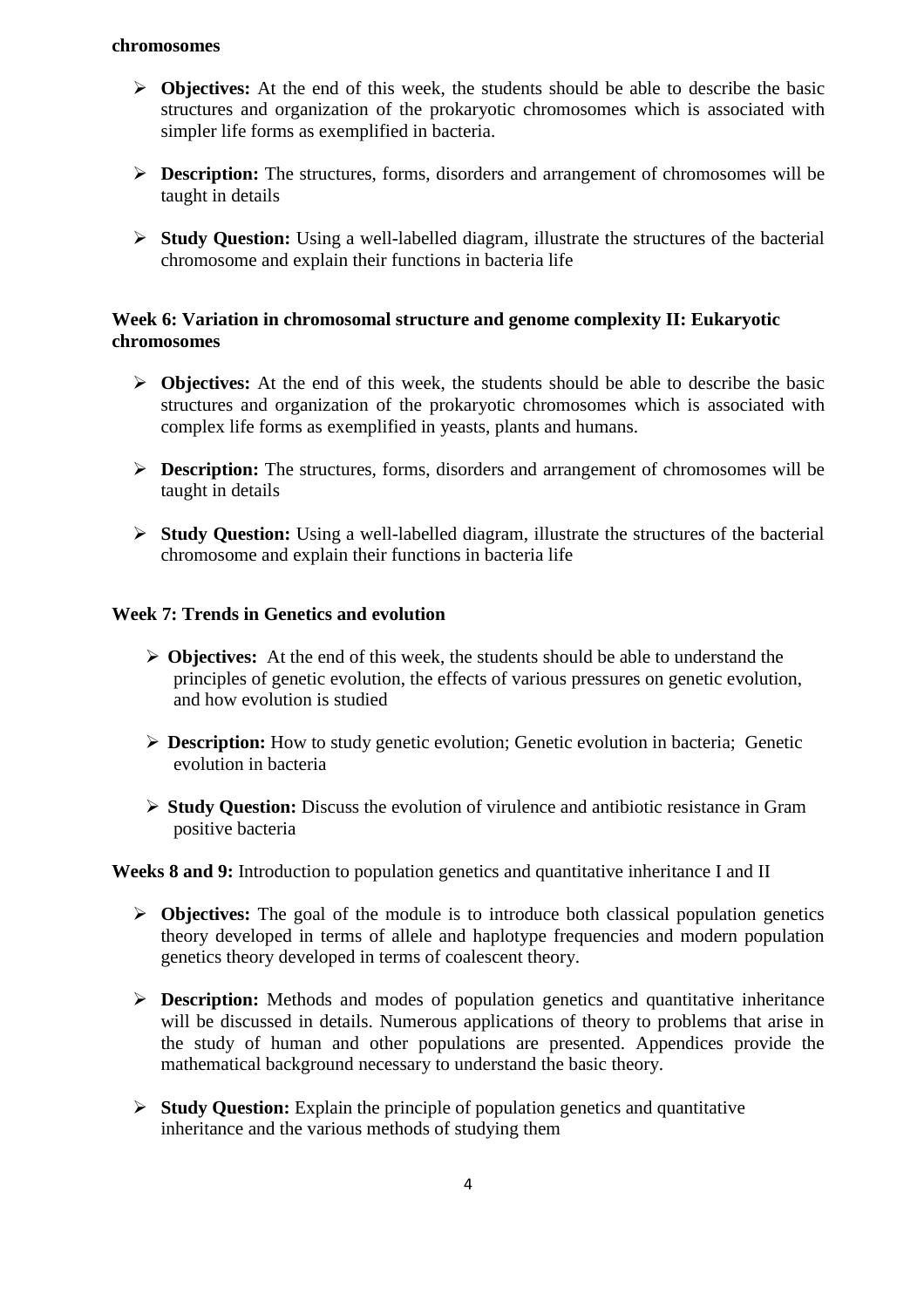**chromosomes**

- **Objectives:** At the end of this week, the students should be able to describe the basic structures and organization of the prokaryotic chromosomes which is associated with simpler life forms as exemplified in bacteria.

- **Description:** The structures, forms, disorders and arrangement of chromosomes will be taught in details

- **Study Question:** Using a well-labelled diagram, illustrate the structures of the bacterial chromosome and explain their functions in bacteria life

**Week 6: Variation in chromosomal structure and genome complexity II: Eukaryotic chromosomes**

- **Objectives:** At the end of this week, the students should be able to describe the basic structures and organization of the prokaryotic chromosomes which is associated with complex life forms as exemplified in yeasts, plants and humans.

- **Description:** The structures, forms, disorders and arrangement of chromosomes will be taught in details

- **Study Question:** Using a well-labelled diagram, illustrate the structures of the bacterial chromosome and explain their functions in bacteria life

**Week 7: Trends in Genetics and evolution**

- **Objectives:** At the end of this week, the students should be able to understand the principles of genetic evolution, the effects of various pressures on genetic evolution, and how evolution is studied

- **Description:** How to study genetic evolution; Genetic evolution in bacteria; Genetic evolution in bacteria

- **Study Question:** Discuss the evolution of virulence and antibiotic resistance in Gram positive bacteria

**Weeks 8 and 9:** Introduction to population genetics and quantitative inheritance I and II

- **Objectives:** The goal of the module is to introduce both classical population genetics theory developed in terms of allele and haplotype frequencies and modern population genetics theory developed in terms of coalescent theory.

- **Description:** Methods and modes of population genetics and quantitative inheritance will be discussed in details. Numerous applications of theory to problems that arise in the study of human and other populations are presented. Appendices provide the mathematical background necessary to understand the basic theory.

- **Study Question:** Explain the principle of population genetics and quantitative inheritance and the various methods of studying them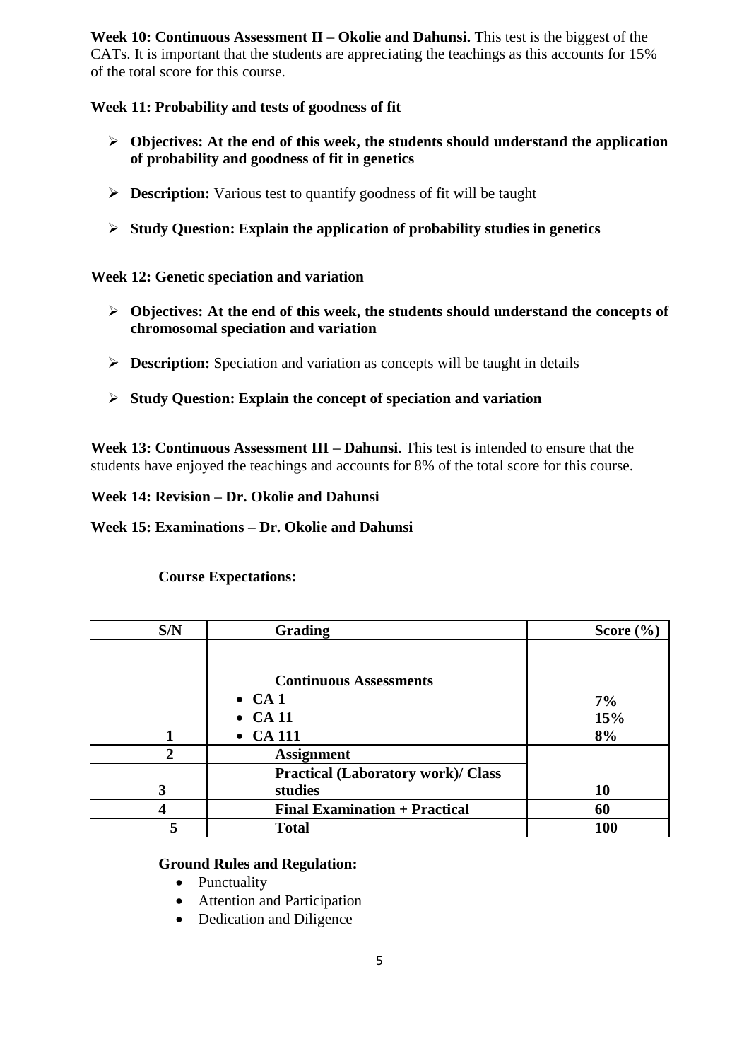**Week 10: Continuous Assessment II – Okolie and Dahunsi.** This test is the biggest of the CATs. It is important that the students are appreciating the teachings as this accounts for 15% of the total score for this course.

**Week 11: Probability and tests of goodness of fit**

- **Objectives: At the end of this week, the students should understand the application of probability and goodness of fit in genetics**
- **Description:** Various test to quantify goodness of fit will be taught
- **Study Question: Explain the application of probability studies in genetics**

**Week 12: Genetic speciation and variation**

- **Objectives: At the end of this week, the students should understand the concepts of chromosomal speciation and variation**
- **Description:** Speciation and variation as concepts will be taught in details
- **Study Question: Explain the concept of speciation and variation**

**Week 13: Continuous Assessment III – Dahunsi.** This test is intended to ensure that the students have enjoyed the teachings and accounts for 8% of the total score for this course.

**Week 14: Revision – Dr. Okolie and Dahunsi**

**Week 15: Examinations – Dr. Okolie and Dahunsi**

**Course Expectations:**

| S/N | Grading | Score (%) |
|---|---|---|
| 1 | **Continuous Assessments**<br>• CA 1<br>• CA 11<br>• CA 111 | <br>7%<br>15%<br>8% |
| 2 | Assignment | |
| 3 | Practical (Laboratory work)/ Class studies | 10 |
| 4 | Final Examination + Practical | 60 |
| 5 | Total | 100 |

**Ground Rules and Regulation:**

- Punctuality
- Attention and Participation
- Dedication and Diligence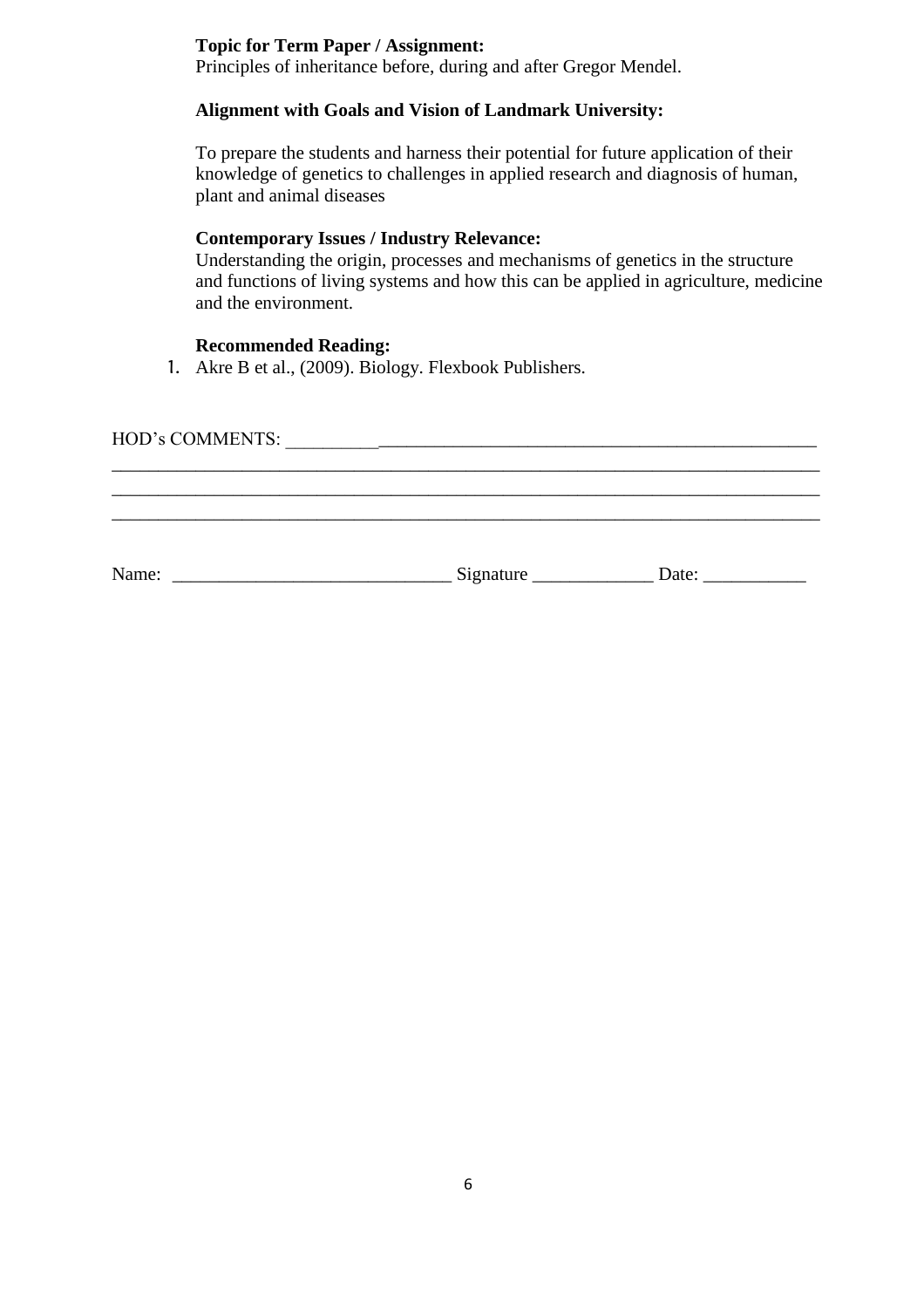**Topic for Term Paper / Assignment:**
Principles of inheritance before, during and after Gregor Mendel.

**Alignment with Goals and Vision of Landmark University:**

To prepare the students and harness their potential for future application of their knowledge of genetics to challenges in applied research and diagnosis of human, plant and animal diseases

**Contemporary Issues / Industry Relevance:**
Understanding the origin, processes and mechanisms of genetics in the structure and functions of living systems and how this can be applied in agriculture, medicine and the environment.

**Recommended Reading:**

1. Akre B et al., (2009). Biology. Flexbook Publishers.

HOD's COMMENTS: ___________________________________________________________
______________________________________________________________________________
______________________________________________________________________________
______________________________________________________________________________

Name: ______________________________ Signature _____________ Date: ___________